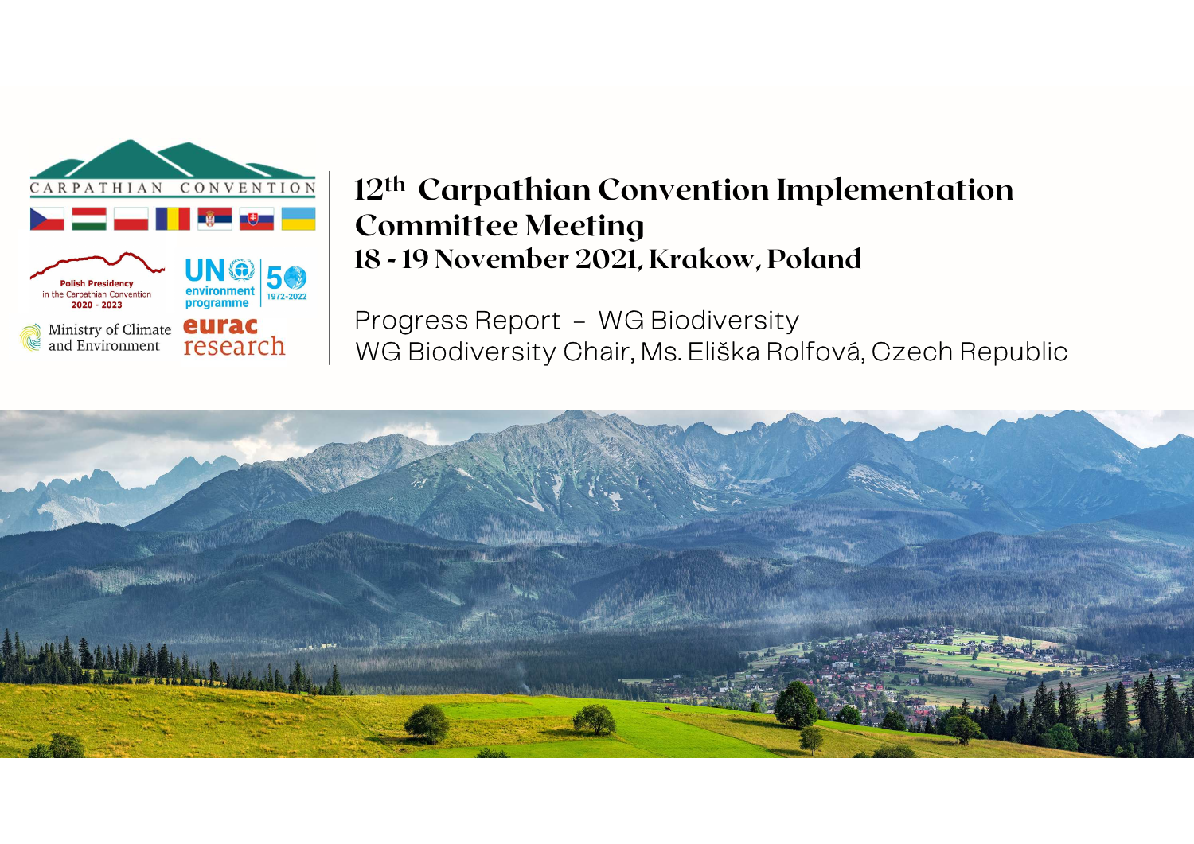CARPATHIAN CONVENTION

Polish Presidency in the Carpathian Convention 2020 - 2023

UN environment programme 50 1972-2022

Ministry of Climate and Environment

eurac research

# 12th Carpathian Convention Implementation Committee Meeting

## 18 - 19 November 2021, Krakow, Poland

Progress Report – WG Biodiversity

WG Biodiversity Chair, Ms. Eliška Rolfová, Czech Republic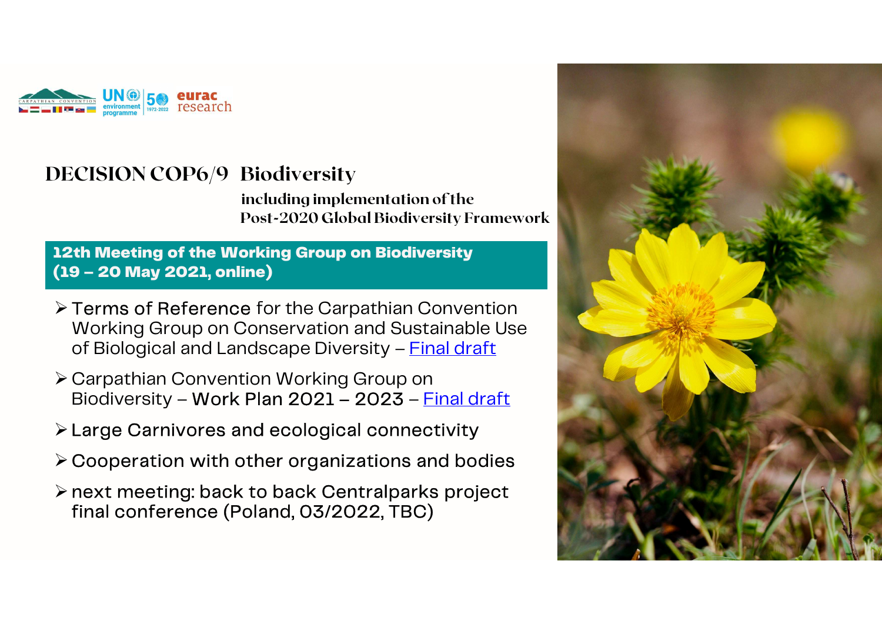# DECISION COP6/9 Biodiversity

**including implementation of the Post-2020 Global Biodiversity Framework**

**12th Meeting of the Working Group on Biodiversity (19 – 20 May 2021, online)**

- Terms of Reference for the Carpathian Convention Working Group on Conservation and Sustainable Use of Biological and Landscape Diversity – Final draft
- Carpathian Convention Working Group on Biodiversity – Work Plan 2021 – 2023 – Final draft
- Large Carnivores and ecological connectivity
- Cooperation with other organizations and bodies
- next meeting: back to back Centralparks project final conference (Poland, 03/2022, TBC)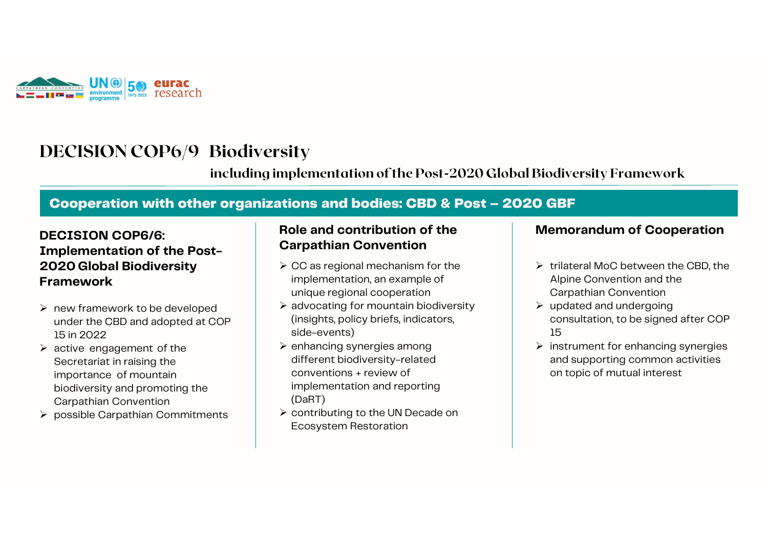# DECISION COP6/9 Biodiversity

### including implementation of the Post-2020 Global Biodiversity Framework

## Cooperation with other organizations and bodies: CBD & Post – 2020 GBF

### DECISION COP6/6: Implementation of the Post-2020 Global Biodiversity Framework

- new framework to be developed under the CBD and adopted at COP 15 in 2022
- active engagement of the Secretariat in raising the importance of mountain biodiversity and promoting the Carpathian Convention
- possible Carpathian Commitments

### Role and contribution of the Carpathian Convention

- CC as regional mechanism for the implementation, an example of unique regional cooperation
- advocating for mountain biodiversity (insights, policy briefs, indicators, side-events)
- enhancing synergies among different biodiversity-related conventions + review of implementation and reporting (DaRT)
- contributing to the UN Decade on Ecosystem Restoration

### Memorandum of Cooperation

- trilateral MoC between the CBD, the Alpine Convention and the Carpathian Convention
- updated and undergoing consultation, to be signed after COP 15
- instrument for enhancing synergies and supporting common activities on topic of mutual interest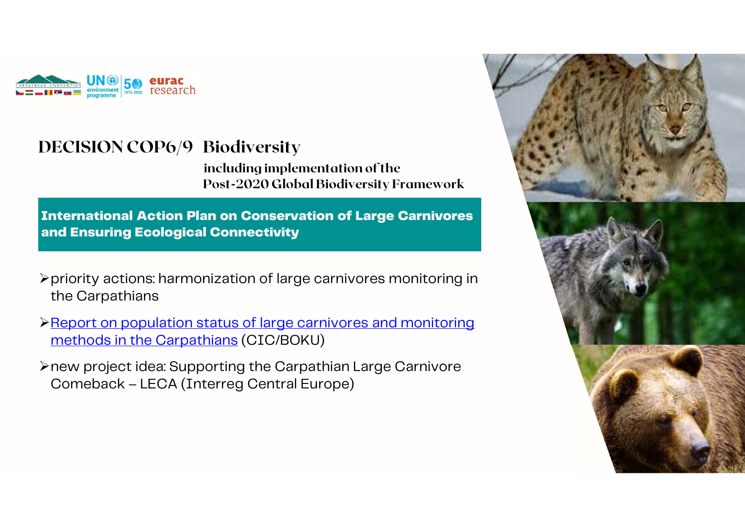# DECISION COP6/9 Biodiversity

**including implementation of the Post-2020 Global Biodiversity Framework**

## International Action Plan on Conservation of Large Carnivores and Ensuring Ecological Connectivity

- priority actions: harmonization of large carnivores monitoring in the Carpathians
- Report on population status of large carnivores and monitoring methods in the Carpathians (CIC/BOKU)
- new project idea: Supporting the Carpathian Large Carnivore Comeback – LECA (Interreg Central Europe)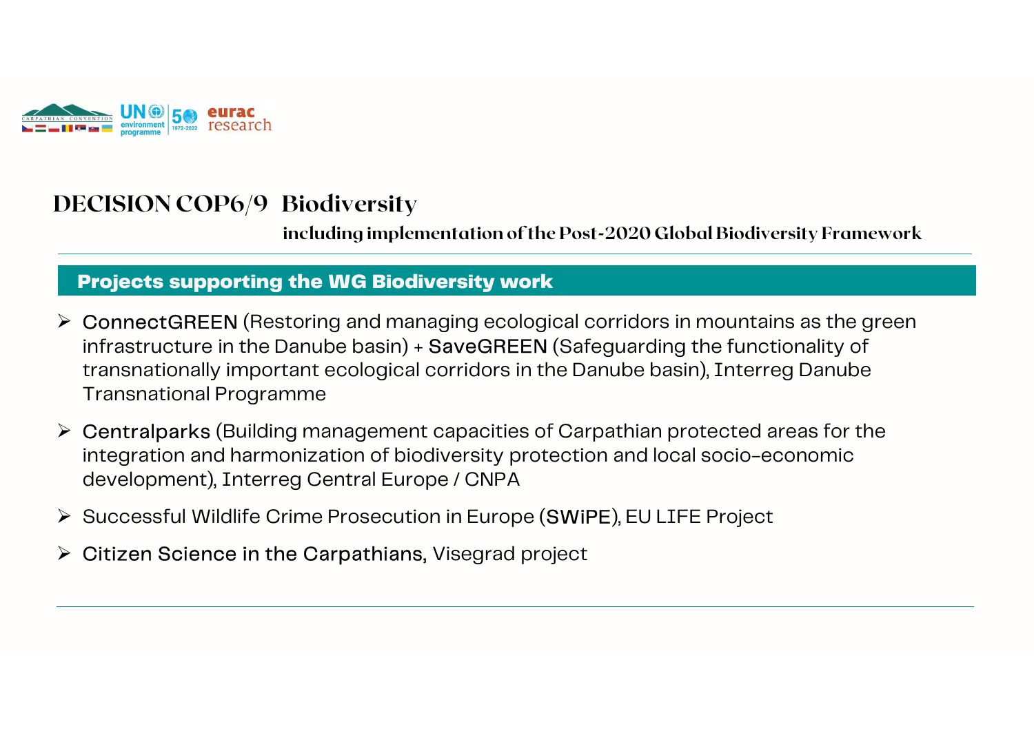## DECISION COP6/9 Biodiversity

**including implementation of the Post-2020 Global Biodiversity Framework**

### Projects supporting the WG Biodiversity work

- ConnectGREEN (Restoring and managing ecological corridors in mountains as the green infrastructure in the Danube basin) + SaveGREEN (Safeguarding the functionality of transnationally important ecological corridors in the Danube basin), Interreg Danube Transnational Programme
- Centralparks (Building management capacities of Carpathian protected areas for the integration and harmonization of biodiversity protection and local socio-economic development), Interreg Central Europe / CNPA
- Successful Wildlife Crime Prosecution in Europe (SWiPE), EU LIFE Project
- Citizen Science in the Carpathians, Visegrad project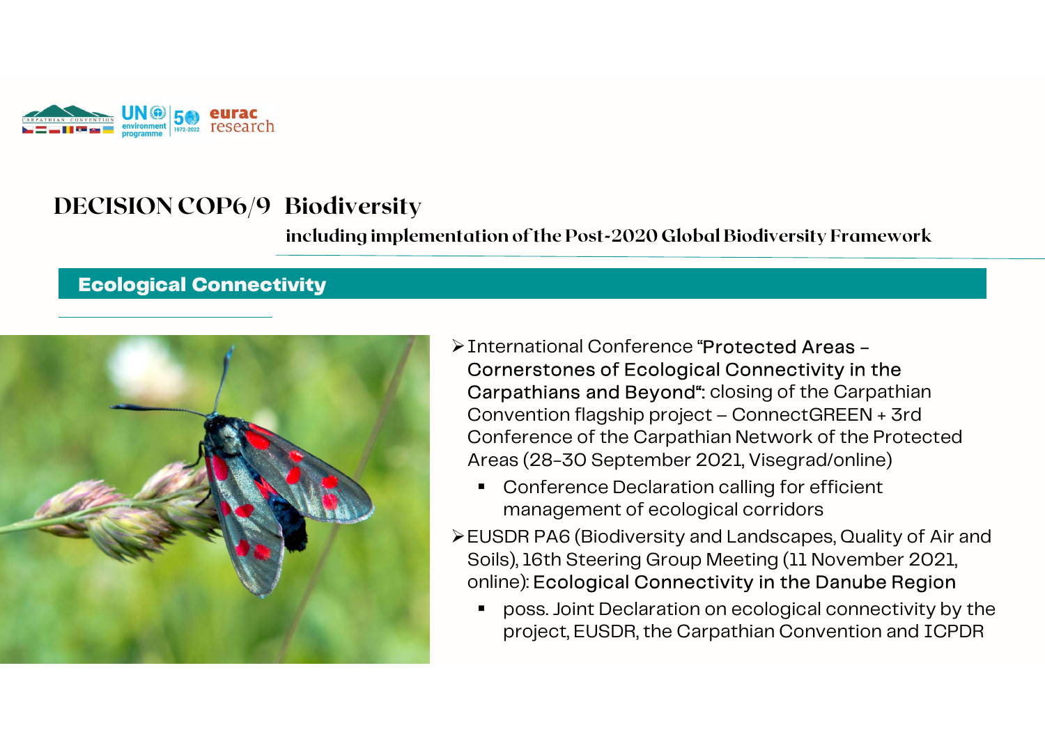# DECISION COP6/9 Biodiversity

## including implementation of the Post-2020 Global Biodiversity Framework

### Ecological Connectivity

- International Conference "**Protected Areas – Cornerstones of Ecological Connectivity in the Carpathians and Beyond**": closing of the Carpathian Convention flagship project – ConnectGREEN + 3rd Conference of the Carpathian Network of the Protected Areas (28-30 September 2021, Visegrad/online)
  - Conference Declaration calling for efficient management of ecological corridors
- EUSDR PA6 (Biodiversity and Landscapes, Quality of Air and Soils), 16th Steering Group Meeting (11 November 2021, online): **Ecological Connectivity in the Danube Region**
  - poss. Joint Declaration on ecological connectivity by the project, EUSDR, the Carpathian Convention and ICPDR